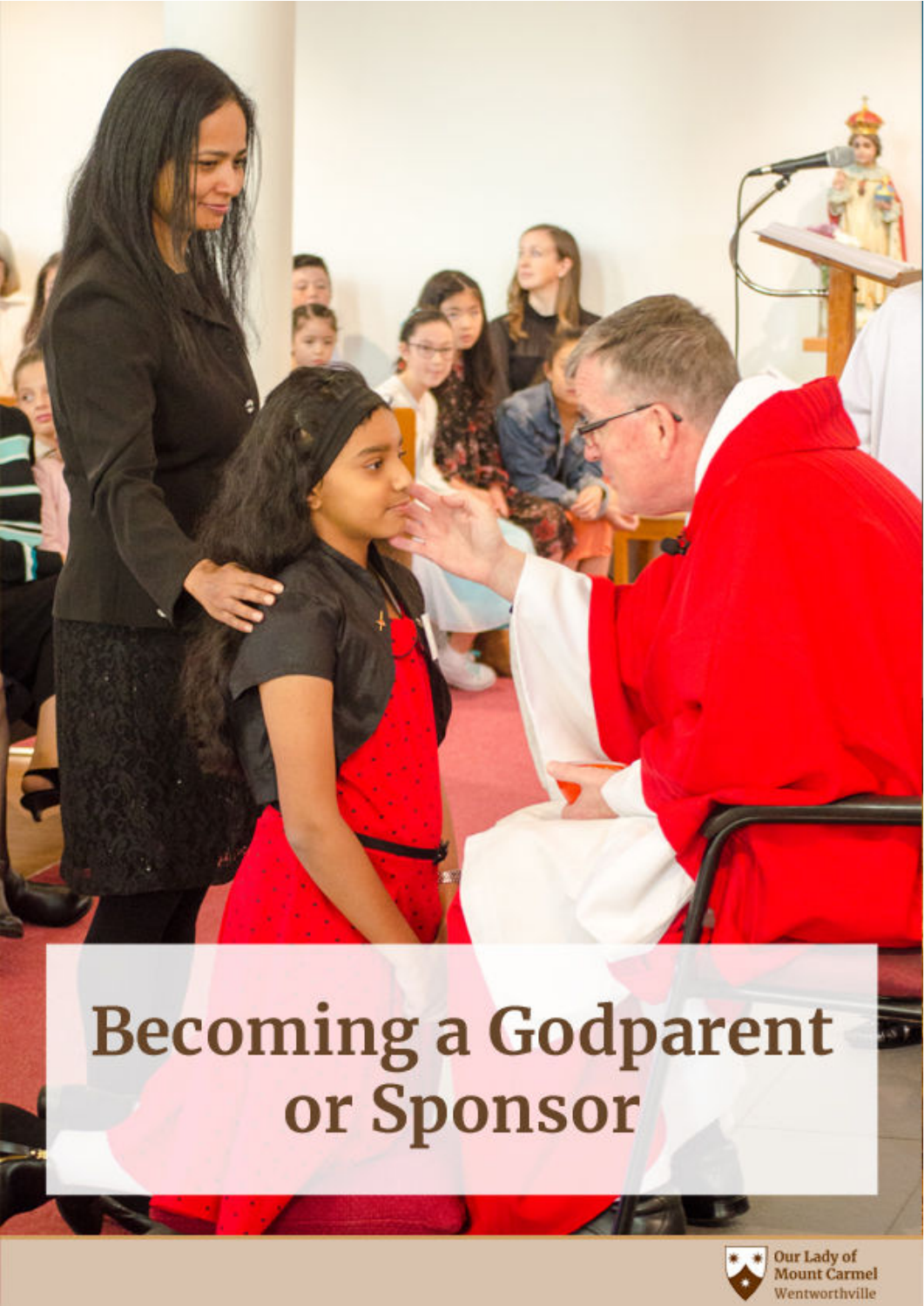# Becoming a Godparent or Sponsor

Our Lady of Mount Carmel
Wentworthville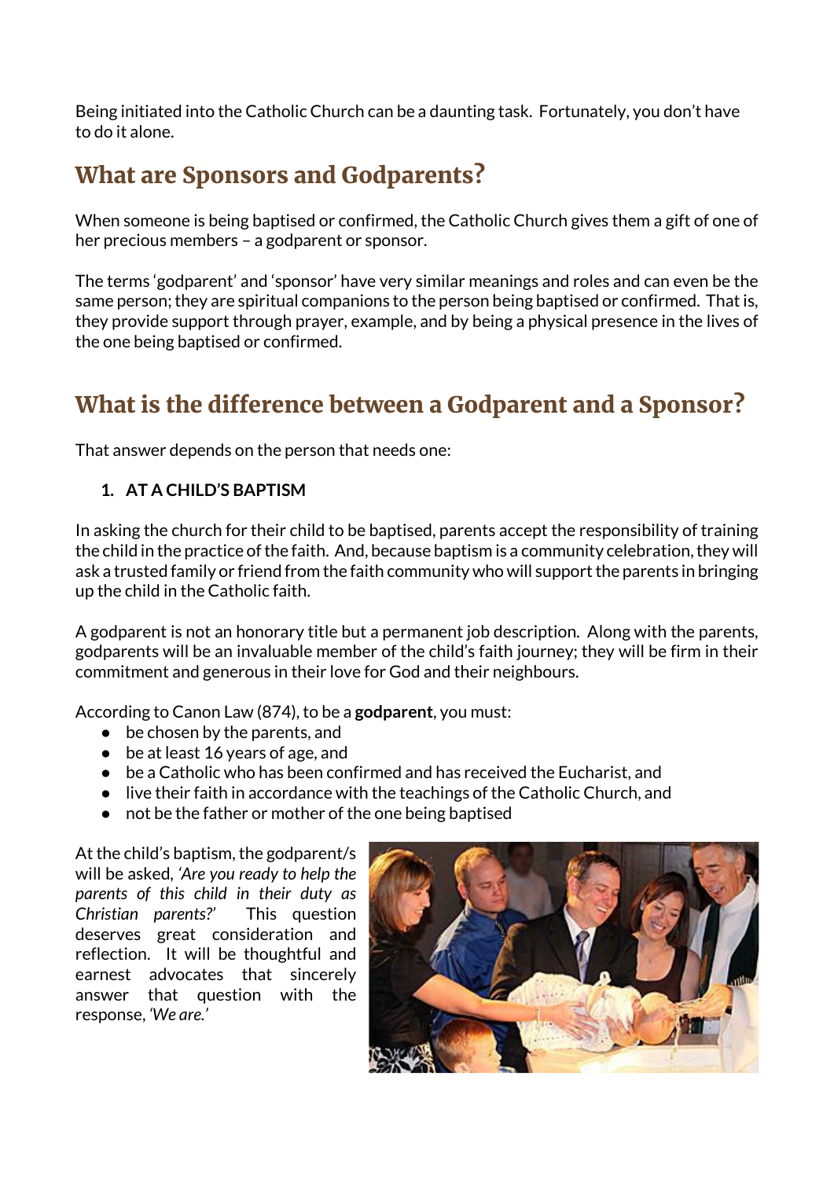Being initiated into the Catholic Church can be a daunting task. Fortunately, you don't have to do it alone.

## What are Sponsors and Godparents?

When someone is being baptised or confirmed, the Catholic Church gives them a gift of one of her precious members – a godparent or sponsor.

The terms 'godparent' and 'sponsor' have very similar meanings and roles and can even be the same person; they are spiritual companions to the person being baptised or confirmed. That is, they provide support through prayer, example, and by being a physical presence in the lives of the one being baptised or confirmed.

## What is the difference between a Godparent and a Sponsor?

That answer depends on the person that needs one:

1. **AT A CHILD'S BAPTISM**

In asking the church for their child to be baptised, parents accept the responsibility of training the child in the practice of the faith. And, because baptism is a community celebration, they will ask a trusted family or friend from the faith community who will support the parents in bringing up the child in the Catholic faith.

A godparent is not an honorary title but a permanent job description. Along with the parents, godparents will be an invaluable member of the child's faith journey; they will be firm in their commitment and generous in their love for God and their neighbours.

According to Canon Law (874), to be a **godparent**, you must:

- be chosen by the parents, and
- be at least 16 years of age, and
- be a Catholic who has been confirmed and has received the Eucharist, and
- live their faith in accordance with the teachings of the Catholic Church, and
- not be the father or mother of the one being baptised

At the child's baptism, the godparent/s will be asked, *'Are you ready to help the parents of this child in their duty as Christian parents?'* This question deserves great consideration and reflection. It will be thoughtful and earnest advocates that sincerely answer that question with the response, *'We are.'*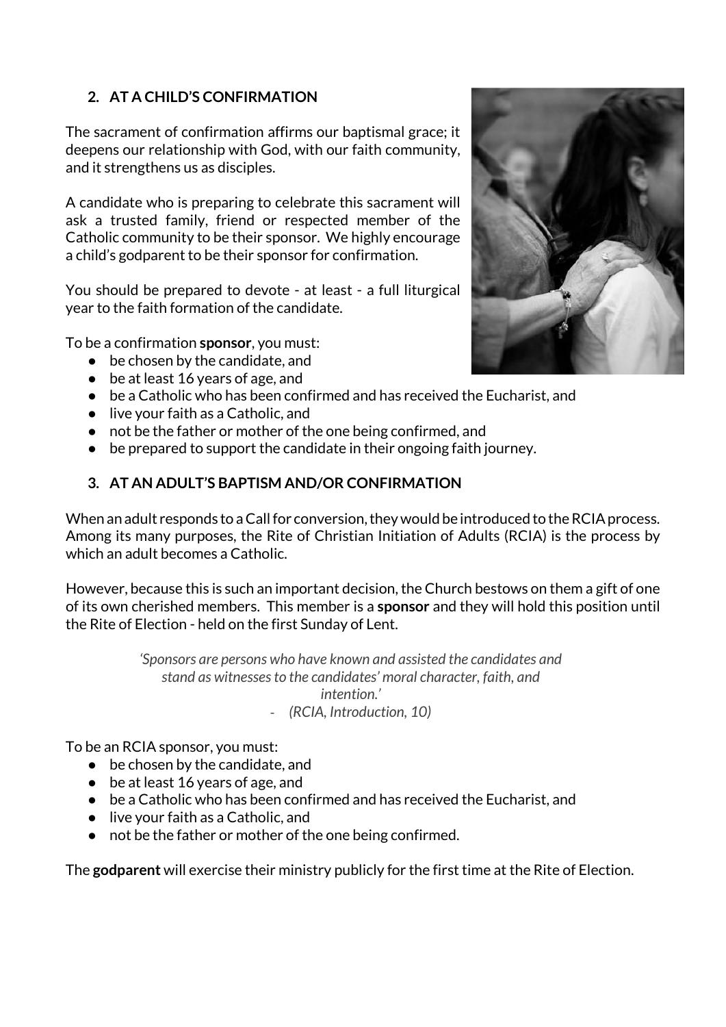## 2. AT A CHILD'S CONFIRMATION

The sacrament of confirmation affirms our baptismal grace; it deepens our relationship with God, with our faith community, and it strengthens us as disciples.

A candidate who is preparing to celebrate this sacrament will ask a trusted family, friend or respected member of the Catholic community to be their sponsor. We highly encourage a child's godparent to be their sponsor for confirmation.

You should be prepared to devote - at least - a full liturgical year to the faith formation of the candidate.

To be a confirmation **sponsor**, you must:

- be chosen by the candidate, and
- be at least 16 years of age, and
- be a Catholic who has been confirmed and has received the Eucharist, and
- live your faith as a Catholic, and
- not be the father or mother of the one being confirmed, and
- be prepared to support the candidate in their ongoing faith journey.

## 3. AT AN ADULT'S BAPTISM AND/OR CONFIRMATION

When an adult responds to a Call for conversion, they would be introduced to the RCIA process. Among its many purposes, the Rite of Christian Initiation of Adults (RCIA) is the process by which an adult becomes a Catholic.

However, because this is such an important decision, the Church bestows on them a gift of one of its own cherished members. This member is a **sponsor** and they will hold this position until the Rite of Election - held on the first Sunday of Lent.

> *'Sponsors are persons who have known and assisted the candidates and stand as witnesses to the candidates' moral character, faith, and intention.'*
>
> *- (RCIA, Introduction, 10)*

To be an RCIA sponsor, you must:

- be chosen by the candidate, and
- be at least 16 years of age, and
- be a Catholic who has been confirmed and has received the Eucharist, and
- live your faith as a Catholic, and
- not be the father or mother of the one being confirmed.

The **godparent** will exercise their ministry publicly for the first time at the Rite of Election.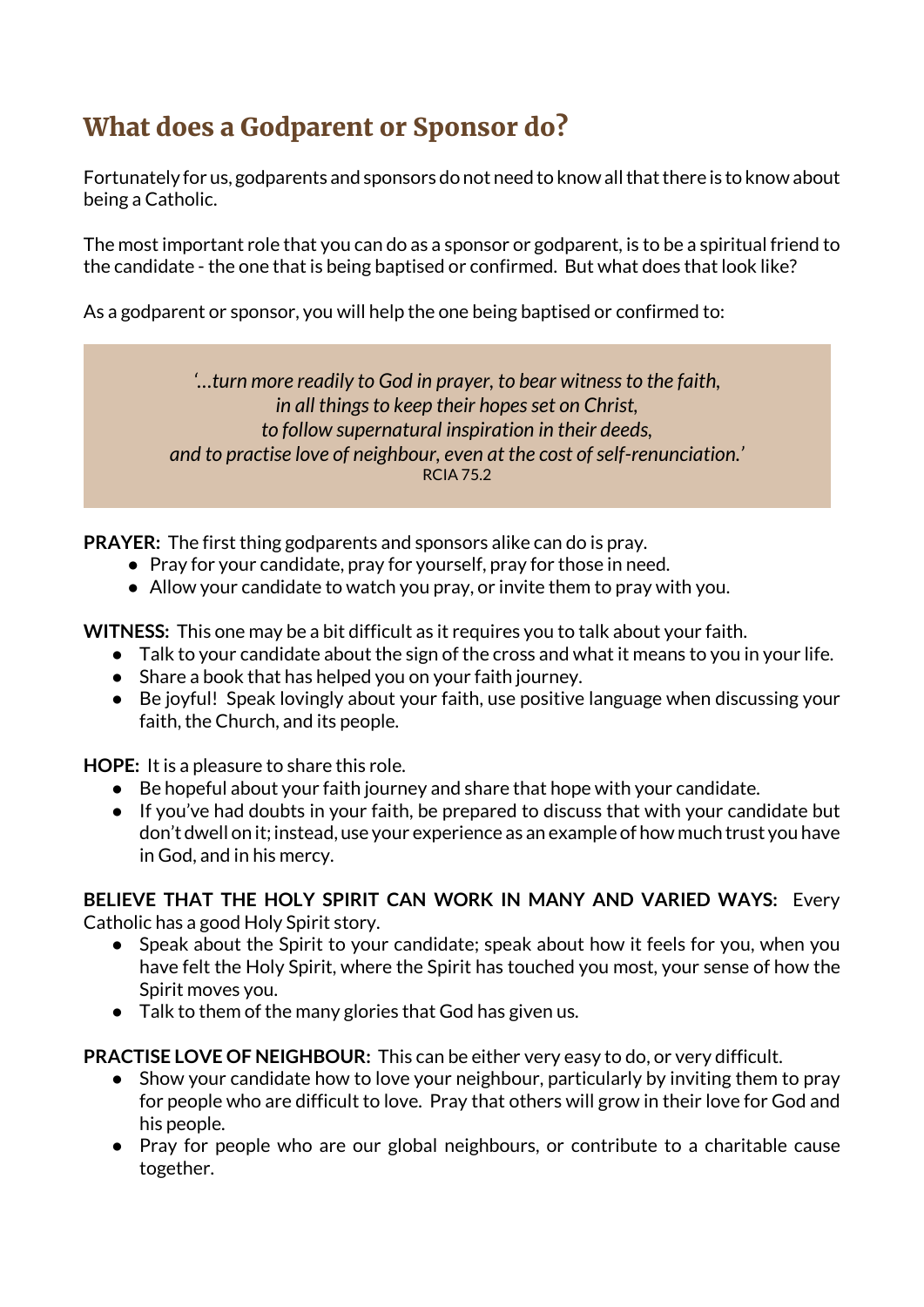## What does a Godparent or Sponsor do?

Fortunately for us, godparents and sponsors do not need to know all that there is to know about being a Catholic.

The most important role that you can do as a sponsor or godparent, is to be a spiritual friend to the candidate - the one that is being baptised or confirmed. But what does that look like?

As a godparent or sponsor, you will help the one being baptised or confirmed to:

> *'…turn more readily to God in prayer, to bear witness to the faith,*
> *in all things to keep their hopes set on Christ,*
> *to follow supernatural inspiration in their deeds,*
> *and to practise love of neighbour, even at the cost of self-renunciation.'*
> RCIA 75.2

**PRAYER:** The first thing godparents and sponsors alike can do is pray.

- Pray for your candidate, pray for yourself, pray for those in need.
- Allow your candidate to watch you pray, or invite them to pray with you.

**WITNESS:** This one may be a bit difficult as it requires you to talk about your faith.

- Talk to your candidate about the sign of the cross and what it means to you in your life.
- Share a book that has helped you on your faith journey.
- Be joyful! Speak lovingly about your faith, use positive language when discussing your faith, the Church, and its people.

**HOPE:** It is a pleasure to share this role.

- Be hopeful about your faith journey and share that hope with your candidate.
- If you've had doubts in your faith, be prepared to discuss that with your candidate but don't dwell on it; instead, use your experience as an example of how much trust you have in God, and in his mercy.

**BELIEVE THAT THE HOLY SPIRIT CAN WORK IN MANY AND VARIED WAYS:** Every Catholic has a good Holy Spirit story.

- Speak about the Spirit to your candidate; speak about how it feels for you, when you have felt the Holy Spirit, where the Spirit has touched you most, your sense of how the Spirit moves you.
- Talk to them of the many glories that God has given us.

**PRACTISE LOVE OF NEIGHBOUR:** This can be either very easy to do, or very difficult.

- Show your candidate how to love your neighbour, particularly by inviting them to pray for people who are difficult to love. Pray that others will grow in their love for God and his people.
- Pray for people who are our global neighbours, or contribute to a charitable cause together.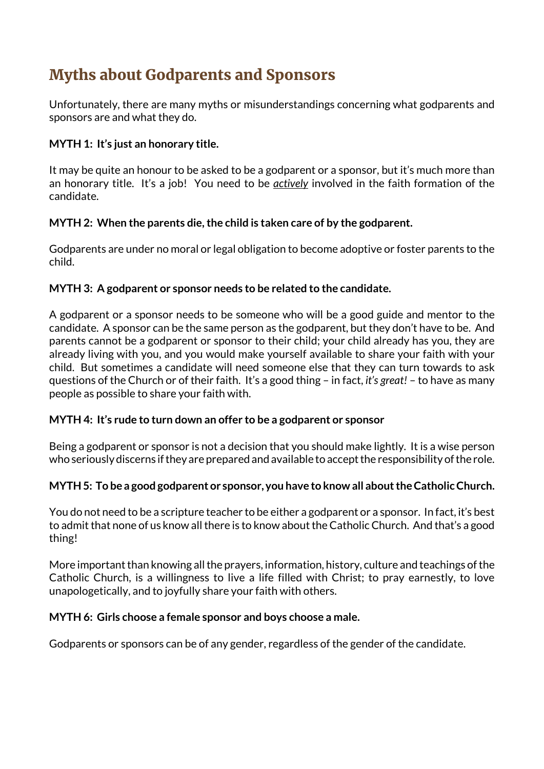## Myths about Godparents and Sponsors

Unfortunately, there are many myths or misunderstandings concerning what godparents and sponsors are and what they do.

**MYTH 1: It's just an honorary title.**

It may be quite an honour to be asked to be a godparent or a sponsor, but it's much more than an honorary title. It's a job! You need to be ***actively*** involved in the faith formation of the candidate.

**MYTH 2: When the parents die, the child is taken care of by the godparent.**

Godparents are under no moral or legal obligation to become adoptive or foster parents to the child.

**MYTH 3: A godparent or sponsor needs to be related to the candidate.**

A godparent or a sponsor needs to be someone who will be a good guide and mentor to the candidate. A sponsor can be the same person as the godparent, but they don't have to be. And parents cannot be a godparent or sponsor to their child; your child already has you, they are already living with you, and you would make yourself available to share your faith with your child. But sometimes a candidate will need someone else that they can turn towards to ask questions of the Church or of their faith. It's a good thing – in fact, *it's great!* – to have as many people as possible to share your faith with.

**MYTH 4: It's rude to turn down an offer to be a godparent or sponsor**

Being a godparent or sponsor is not a decision that you should make lightly. It is a wise person who seriously discerns if they are prepared and available to accept the responsibility of the role.

**MYTH 5: To be a good godparent or sponsor, you have to know all about the Catholic Church.**

You do not need to be a scripture teacher to be either a godparent or a sponsor. In fact, it's best to admit that none of us know all there is to know about the Catholic Church. And that's a good thing!

More important than knowing all the prayers, information, history, culture and teachings of the Catholic Church, is a willingness to live a life filled with Christ; to pray earnestly, to love unapologetically, and to joyfully share your faith with others.

**MYTH 6: Girls choose a female sponsor and boys choose a male.**

Godparents or sponsors can be of any gender, regardless of the gender of the candidate.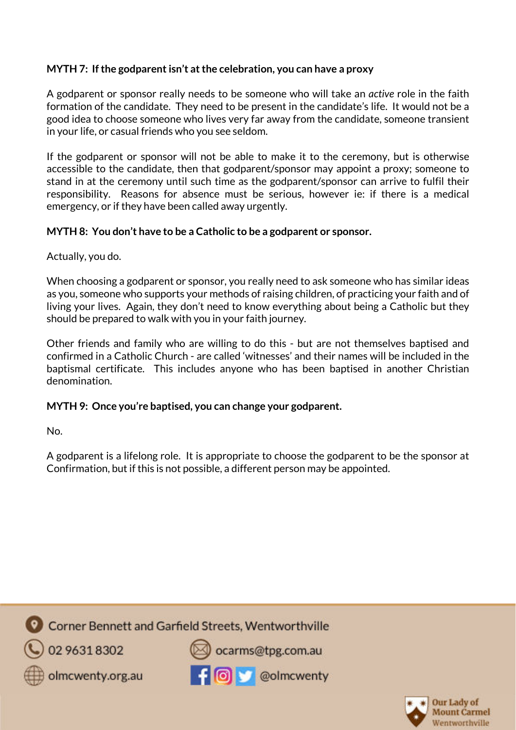**MYTH 7: If the godparent isn't at the celebration, you can have a proxy**

A godparent or sponsor really needs to be someone who will take an *active* role in the faith formation of the candidate. They need to be present in the candidate's life. It would not be a good idea to choose someone who lives very far away from the candidate, someone transient in your life, or casual friends who you see seldom.

If the godparent or sponsor will not be able to make it to the ceremony, but is otherwise accessible to the candidate, then that godparent/sponsor may appoint a proxy; someone to stand in at the ceremony until such time as the godparent/sponsor can arrive to fulfil their responsibility. Reasons for absence must be serious, however ie: if there is a medical emergency, or if they have been called away urgently.

**MYTH 8: You don't have to be a Catholic to be a godparent or sponsor.**

Actually, you do.

When choosing a godparent or sponsor, you really need to ask someone who has similar ideas as you, someone who supports your methods of raising children, of practicing your faith and of living your lives. Again, they don't need to know everything about being a Catholic but they should be prepared to walk with you in your faith journey.

Other friends and family who are willing to do this - but are not themselves baptised and confirmed in a Catholic Church - are called 'witnesses' and their names will be included in the baptismal certificate. This includes anyone who has been baptised in another Christian denomination.

**MYTH 9: Once you're baptised, you can change your godparent.**

No.

A godparent is a lifelong role. It is appropriate to choose the godparent to be the sponsor at Confirmation, but if this is not possible, a different person may be appointed.

Corner Bennett and Garfield Streets, Wentworthville

02 9631 8302

ocarms@tpg.com.au

olmcwenty.org.au

@olmcwenty

Our Lady of Mount Carmel Wentworthville